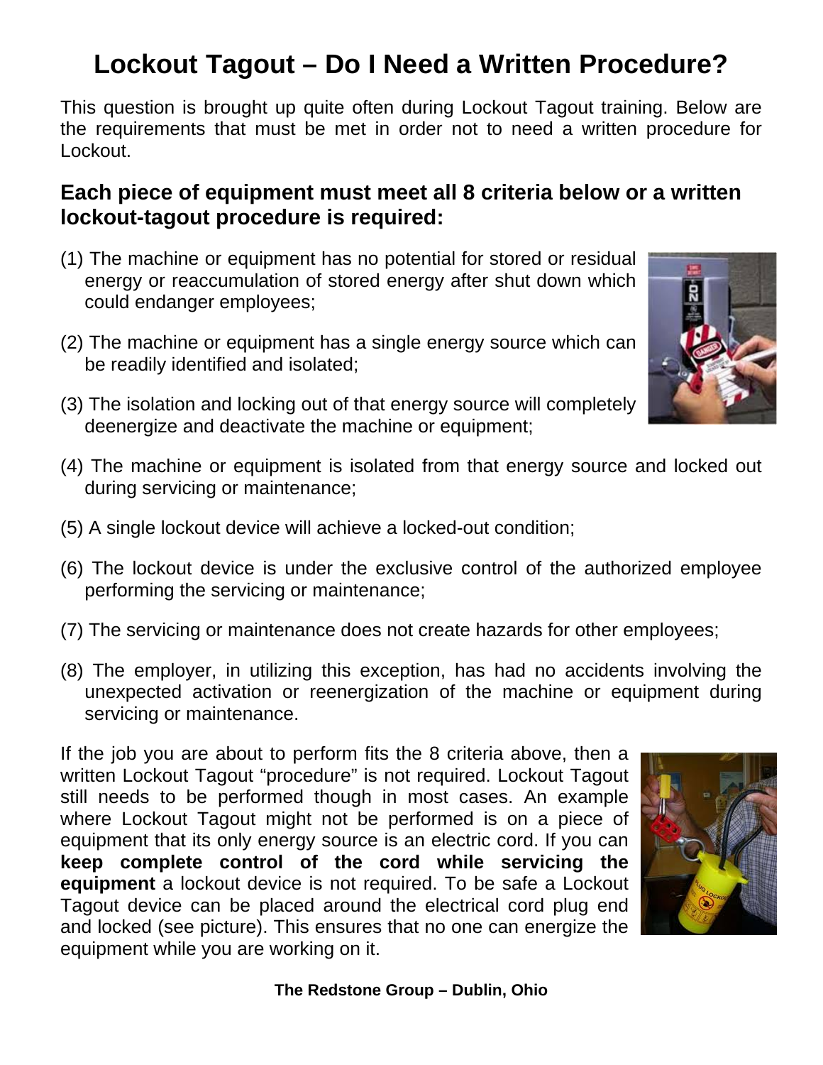# Lockout Tagout – Do I Need a Written Procedure?

This question is brought up quite often during Lockout Tagout training. Below are the requirements that must be met in order not to need a written procedure for Lockout.

## Each piece of equipment must meet all 8 criteria below or a written lockout-tagout procedure is required:

(1) The machine or equipment has no potential for stored or residual energy or reaccumulation of stored energy after shut down which could endanger employees;

(2) The machine or equipment has a single energy source which can be readily identified and isolated;

(3) The isolation and locking out of that energy source will completely deenergize and deactivate the machine or equipment;

(4) The machine or equipment is isolated from that energy source and locked out during servicing or maintenance;

(5) A single lockout device will achieve a locked-out condition;

(6) The lockout device is under the exclusive control of the authorized employee performing the servicing or maintenance;

(7) The servicing or maintenance does not create hazards for other employees;

(8) The employer, in utilizing this exception, has had no accidents involving the unexpected activation or reenergization of the machine or equipment during servicing or maintenance.

If the job you are about to perform fits the 8 criteria above, then a written Lockout Tagout "procedure" is not required. Lockout Tagout still needs to be performed though in most cases. An example where Lockout Tagout might not be performed is on a piece of equipment that its only energy source is an electric cord. If you can **keep complete control of the cord while servicing the equipment** a lockout device is not required. To be safe a Lockout Tagout device can be placed around the electrical cord plug end and locked (see picture). This ensures that no one can energize the equipment while you are working on it.

**The Redstone Group – Dublin, Ohio**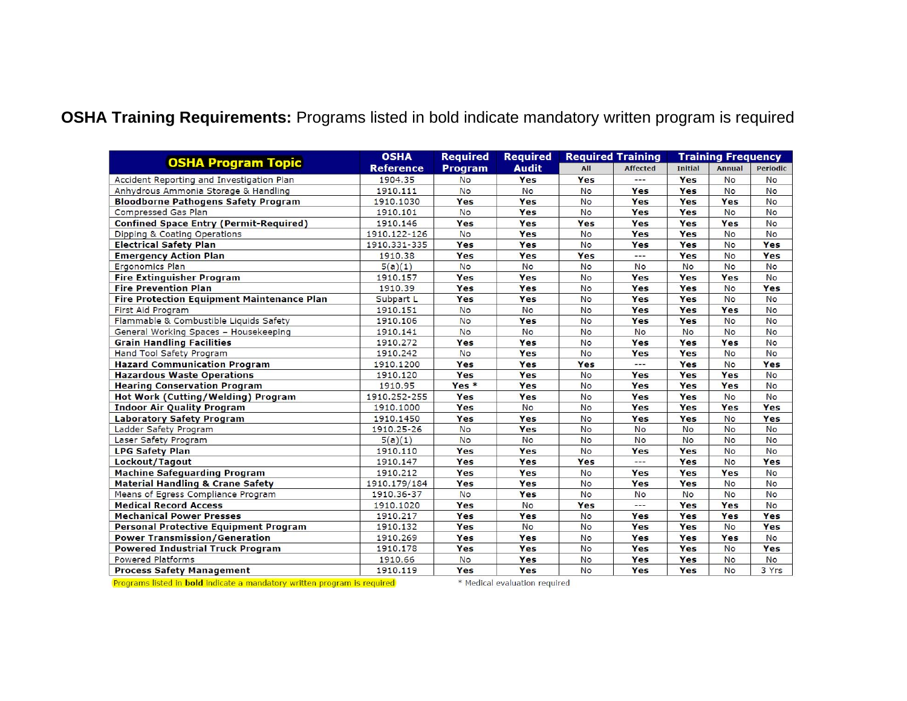**OSHA Training Requirements:** Programs listed in bold indicate mandatory written program is required

| OSHA Program Topic | OSHA Reference | Required Program | Required Audit | Required Training | | Training Frequency | | |
|---|---|---|---|---|---|---|---|---|
| | | | | All | Affected | Initial | Annual | Periodic |
| Accident Reporting and Investigation Plan | 1904.35 | No | Yes | Yes | --- | Yes | No | No |
| Anhydrous Ammonia Storage & Handling | 1910.111 | No | No | No | Yes | Yes | No | No |
| **Bloodborne Pathogens Safety Program** | 1910.1030 | Yes | Yes | No | Yes | Yes | Yes | No |
| Compressed Gas Plan | 1910.101 | No | Yes | No | Yes | Yes | No | No |
| **Confined Space Entry (Permit-Required)** | 1910.146 | Yes | Yes | Yes | Yes | Yes | Yes | No |
| Dipping & Coating Operations | 1910.122-126 | No | Yes | No | Yes | Yes | No | No |
| **Electrical Safety Plan** | 1910.331-335 | Yes | Yes | No | Yes | Yes | No | Yes |
| **Emergency Action Plan** | 1910.38 | Yes | Yes | Yes | --- | Yes | No | Yes |
| Ergonomics Plan | 5(a)(1) | No | No | No | No | No | No | No |
| **Fire Extinguisher Program** | 1910.157 | Yes | Yes | No | Yes | Yes | Yes | No |
| **Fire Prevention Plan** | 1910.39 | Yes | Yes | No | Yes | Yes | No | Yes |
| **Fire Protection Equipment Maintenance Plan** | Subpart L | Yes | Yes | No | Yes | Yes | No | No |
| First Aid Program | 1910.151 | No | No | No | Yes | Yes | Yes | No |
| Flammable & Combustible Liquids Safety | 1910.106 | No | Yes | No | Yes | Yes | No | No |
| General Working Spaces – Housekeeping | 1910.141 | No | No | No | No | No | No | No |
| **Grain Handling Facilities** | 1910.272 | Yes | Yes | No | Yes | Yes | Yes | No |
| Hand Tool Safety Program | 1910.242 | No | Yes | No | Yes | Yes | No | No |
| **Hazard Communication Program** | 1910.1200 | Yes | Yes | Yes | --- | Yes | No | Yes |
| **Hazardous Waste Operations** | 1910.120 | Yes | Yes | No | Yes | Yes | Yes | No |
| **Hearing Conservation Program** | 1910.95 | Yes * | Yes | No | Yes | Yes | Yes | No |
| **Hot Work (Cutting/Welding) Program** | 1910.252-255 | Yes | Yes | No | Yes | Yes | No | No |
| **Indoor Air Quality Program** | 1910.1000 | Yes | No | No | Yes | Yes | Yes | Yes |
| **Laboratory Safety Program** | 1910.1450 | Yes | Yes | No | Yes | Yes | No | Yes |
| Ladder Safety Program | 1910.25-26 | No | Yes | No | No | No | No | No |
| Laser Safety Program | 5(a)(1) | No | No | No | No | No | No | No |
| **LPG Safety Plan** | 1910.110 | Yes | Yes | No | Yes | Yes | No | No |
| **Lockout/Tagout** | 1910.147 | Yes | Yes | Yes | --- | Yes | No | Yes |
| **Machine Safeguarding Program** | 1910.212 | Yes | Yes | No | Yes | Yes | Yes | No |
| **Material Handling & Crane Safety** | 1910.179/184 | Yes | Yes | No | Yes | Yes | No | No |
| Means of Egress Compliance Program | 1910.36-37 | No | Yes | No | No | No | No | No |
| **Medical Record Access** | 1910.1020 | Yes | No | Yes | --- | Yes | Yes | No |
| **Mechanical Power Presses** | 1910.217 | Yes | Yes | No | Yes | Yes | Yes | Yes |
| **Personal Protective Equipment Program** | 1910.132 | Yes | No | No | Yes | Yes | No | Yes |
| **Power Transmission/Generation** | 1910.269 | Yes | Yes | No | Yes | Yes | Yes | No |
| **Powered Industrial Truck Program** | 1910.178 | Yes | Yes | No | Yes | Yes | No | Yes |
| Powered Platforms | 1910.66 | No | Yes | No | Yes | Yes | No | No |
| **Process Safety Management** | 1910.119 | Yes | Yes | No | Yes | Yes | No | 3 Yrs |

Programs listed in **bold** indicate a mandatory written program is required

\* Medical evaluation required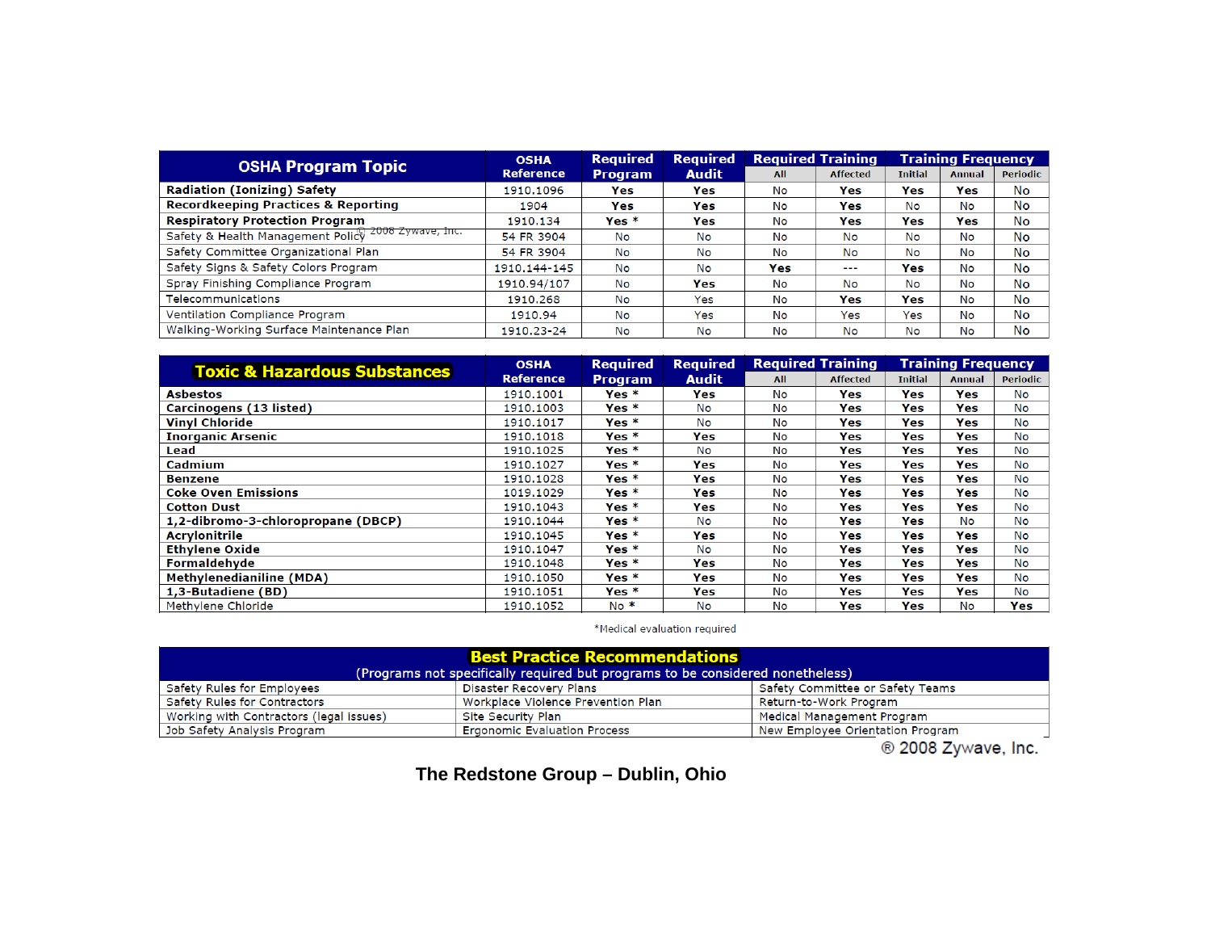| OSHA Program Topic | OSHA Reference | Required Program | Required Audit | Required Training | | Training Frequency | | |
|---|---|---|---|---|---|---|---|---|
| | | | | All | Affected | Initial | Annual | Periodic |
| **Radiation (Ionizing) Safety** | 1910.1096 | **Yes** | **Yes** | No | **Yes** | **Yes** | **Yes** | No |
| **Recordkeeping Practices & Reporting** | 1904 | **Yes** | **Yes** | No | **Yes** | No | No | No |
| **Respiratory Protection Program** | 1910.134 | **Yes** * | **Yes** | No | **Yes** | **Yes** | **Yes** | No |
| Safety & Health Management Policy © 2008 Zywave, Inc. | 54 FR 3904 | No | No | No | No | No | No | No |
| Safety Committee Organizational Plan | 54 FR 3904 | No | No | No | No | No | No | No |
| Safety Signs & Safety Colors Program | 1910.144-145 | No | No | **Yes** | --- | **Yes** | No | No |
| Spray Finishing Compliance Program | 1910.94/107 | No | **Yes** | No | No | No | No | No |
| Telecommunications | 1910.268 | No | Yes | No | **Yes** | **Yes** | No | No |
| Ventilation Compliance Program | 1910.94 | No | Yes | No | Yes | Yes | No | No |
| Walking-Working Surface Maintenance Plan | 1910.23-24 | No | No | No | No | No | No | No |

| Toxic & Hazardous Substances | OSHA Reference | Required Program | Required Audit | Required Training | | Training Frequency | | |
|---|---|---|---|---|---|---|---|---|
| | | | | All | Affected | Initial | Annual | Periodic |
| **Asbestos** | 1910.1001 | **Yes** * | **Yes** | No | **Yes** | **Yes** | **Yes** | No |
| **Carcinogens (13 listed)** | 1910.1003 | **Yes** * | No | No | **Yes** | **Yes** | **Yes** | No |
| **Vinyl Chloride** | 1910.1017 | **Yes** * | No | No | **Yes** | **Yes** | **Yes** | No |
| **Inorganic Arsenic** | 1910.1018 | **Yes** * | **Yes** | No | **Yes** | **Yes** | **Yes** | No |
| **Lead** | 1910.1025 | **Yes** * | No | No | **Yes** | **Yes** | **Yes** | No |
| **Cadmium** | 1910.1027 | **Yes** * | **Yes** | No | **Yes** | **Yes** | **Yes** | No |
| **Benzene** | 1910.1028 | **Yes** * | **Yes** | No | **Yes** | **Yes** | **Yes** | No |
| **Coke Oven Emissions** | 1019.1029 | **Yes** * | **Yes** | No | **Yes** | **Yes** | **Yes** | No |
| **Cotton Dust** | 1910.1043 | **Yes** * | **Yes** | No | **Yes** | **Yes** | **Yes** | No |
| **1,2-dibromo-3-chloropropane (DBCP)** | 1910.1044 | **Yes** * | No | No | **Yes** | **Yes** | No | No |
| **Acrylonitrile** | 1910.1045 | **Yes** * | **Yes** | No | **Yes** | **Yes** | **Yes** | No |
| **Ethylene Oxide** | 1910.1047 | **Yes** * | No | No | **Yes** | **Yes** | **Yes** | No |
| **Formaldehyde** | 1910.1048 | **Yes** * | **Yes** | No | **Yes** | **Yes** | **Yes** | No |
| **Methylenedianiline (MDA)** | 1910.1050 | **Yes** * | **Yes** | No | **Yes** | **Yes** | **Yes** | No |
| **1,3-Butadiene (BD)** | 1910.1051 | **Yes** * | **Yes** | No | **Yes** | **Yes** | **Yes** | No |
| Methylene Chloride | 1910.1052 | No * | No | No | **Yes** | **Yes** | No | **Yes** |

*Medical evaluation required

| Best Practice Recommendations (Programs not specifically required but programs to be considered nonetheless) | | |
|---|---|---|
| Safety Rules for Employees | Disaster Recovery Plans | Safety Committee or Safety Teams |
| Safety Rules for Contractors | Workplace Violence Prevention Plan | Return-to-Work Program |
| Working with Contractors (legal issues) | Site Security Plan | Medical Management Program |
| Job Safety Analysis Program | Ergonomic Evaluation Process | New Employee Orientation Program |

® 2008 Zywave, Inc.

**The Redstone Group – Dublin, Ohio**